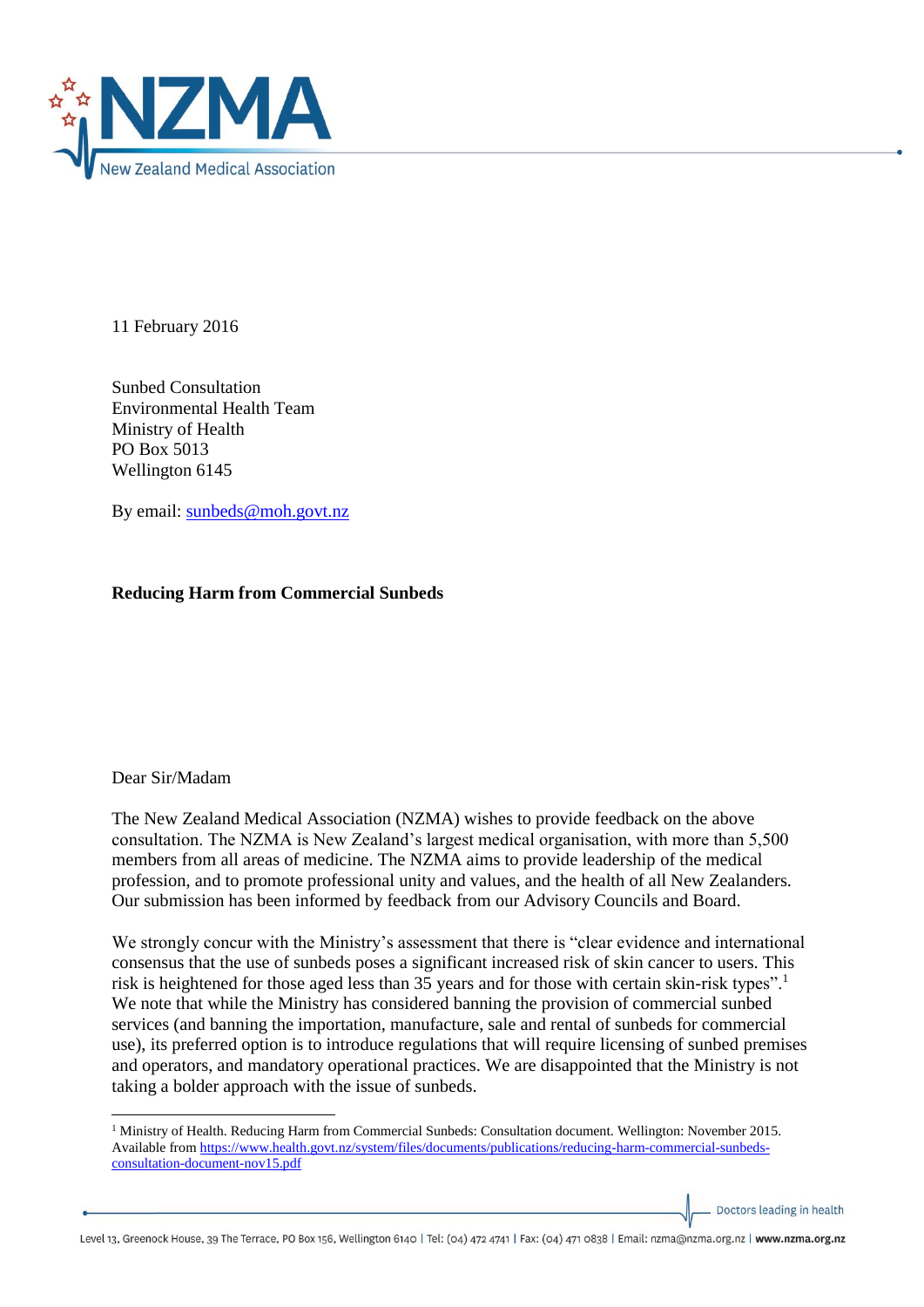11 February 2016

Sunbed Consultation
Environmental Health Team
Ministry of Health
PO Box 5013
Wellington 6145

By email: sunbeds@moh.govt.nz

**Reducing Harm from Commercial Sunbeds**

Dear Sir/Madam

The New Zealand Medical Association (NZMA) wishes to provide feedback on the above consultation. The NZMA is New Zealand's largest medical organisation, with more than 5,500 members from all areas of medicine. The NZMA aims to provide leadership of the medical profession, and to promote professional unity and values, and the health of all New Zealanders. Our submission has been informed by feedback from our Advisory Councils and Board.

We strongly concur with the Ministry's assessment that there is "clear evidence and international consensus that the use of sunbeds poses a significant increased risk of skin cancer to users. This risk is heightened for those aged less than 35 years and for those with certain skin-risk types".[1] We note that while the Ministry has considered banning the provision of commercial sunbed services (and banning the importation, manufacture, sale and rental of sunbeds for commercial use), its preferred option is to introduce regulations that will require licensing of sunbed premises and operators, and mandatory operational practices. We are disappointed that the Ministry is not taking a bolder approach with the issue of sunbeds.

---

[1] Ministry of Health. Reducing Harm from Commercial Sunbeds: Consultation document. Wellington: November 2015. Available from https://www.health.govt.nz/system/files/documents/publications/reducing-harm-commercial-sunbeds-consultation-document-nov15.pdf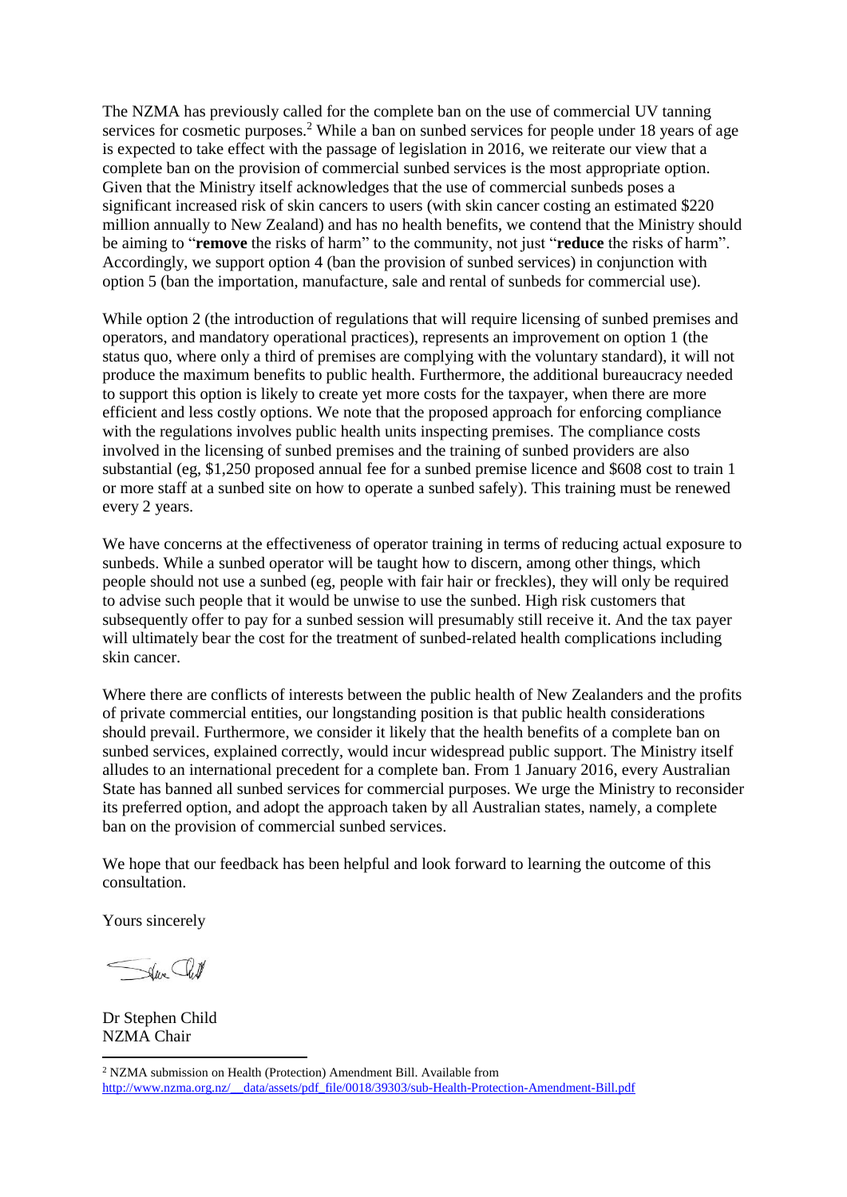The NZMA has previously called for the complete ban on the use of commercial UV tanning services for cosmetic purposes.[2] While a ban on sunbed services for people under 18 years of age is expected to take effect with the passage of legislation in 2016, we reiterate our view that a complete ban on the provision of commercial sunbed services is the most appropriate option. Given that the Ministry itself acknowledges that the use of commercial sunbeds poses a significant increased risk of skin cancers to users (with skin cancer costing an estimated $220 million annually to New Zealand) and has no health benefits, we contend that the Ministry should be aiming to "**remove** the risks of harm" to the community, not just "**reduce** the risks of harm". Accordingly, we support option 4 (ban the provision of sunbed services) in conjunction with option 5 (ban the importation, manufacture, sale and rental of sunbeds for commercial use).

While option 2 (the introduction of regulations that will require licensing of sunbed premises and operators, and mandatory operational practices), represents an improvement on option 1 (the status quo, where only a third of premises are complying with the voluntary standard), it will not produce the maximum benefits to public health. Furthermore, the additional bureaucracy needed to support this option is likely to create yet more costs for the taxpayer, when there are more efficient and less costly options. We note that the proposed approach for enforcing compliance with the regulations involves public health units inspecting premises. The compliance costs involved in the licensing of sunbed premises and the training of sunbed providers are also substantial (eg, $1,250 proposed annual fee for a sunbed premise licence and $608 cost to train 1 or more staff at a sunbed site on how to operate a sunbed safely). This training must be renewed every 2 years.

We have concerns at the effectiveness of operator training in terms of reducing actual exposure to sunbeds. While a sunbed operator will be taught how to discern, among other things, which people should not use a sunbed (eg, people with fair hair or freckles), they will only be required to advise such people that it would be unwise to use the sunbed. High risk customers that subsequently offer to pay for a sunbed session will presumably still receive it. And the tax payer will ultimately bear the cost for the treatment of sunbed-related health complications including skin cancer.

Where there are conflicts of interests between the public health of New Zealanders and the profits of private commercial entities, our longstanding position is that public health considerations should prevail. Furthermore, we consider it likely that the health benefits of a complete ban on sunbed services, explained correctly, would incur widespread public support. The Ministry itself alludes to an international precedent for a complete ban. From 1 January 2016, every Australian State has banned all sunbed services for commercial purposes. We urge the Ministry to reconsider its preferred option, and adopt the approach taken by all Australian states, namely, a complete ban on the provision of commercial sunbed services.

We hope that our feedback has been helpful and look forward to learning the outcome of this consultation.

Yours sincerely

Dr Stephen Child
NZMA Chair

---

[2] NZMA submission on Health (Protection) Amendment Bill. Available from http://www.nzma.org.nz/__data/assets/pdf_file/0018/39303/sub-Health-Protection-Amendment-Bill.pdf